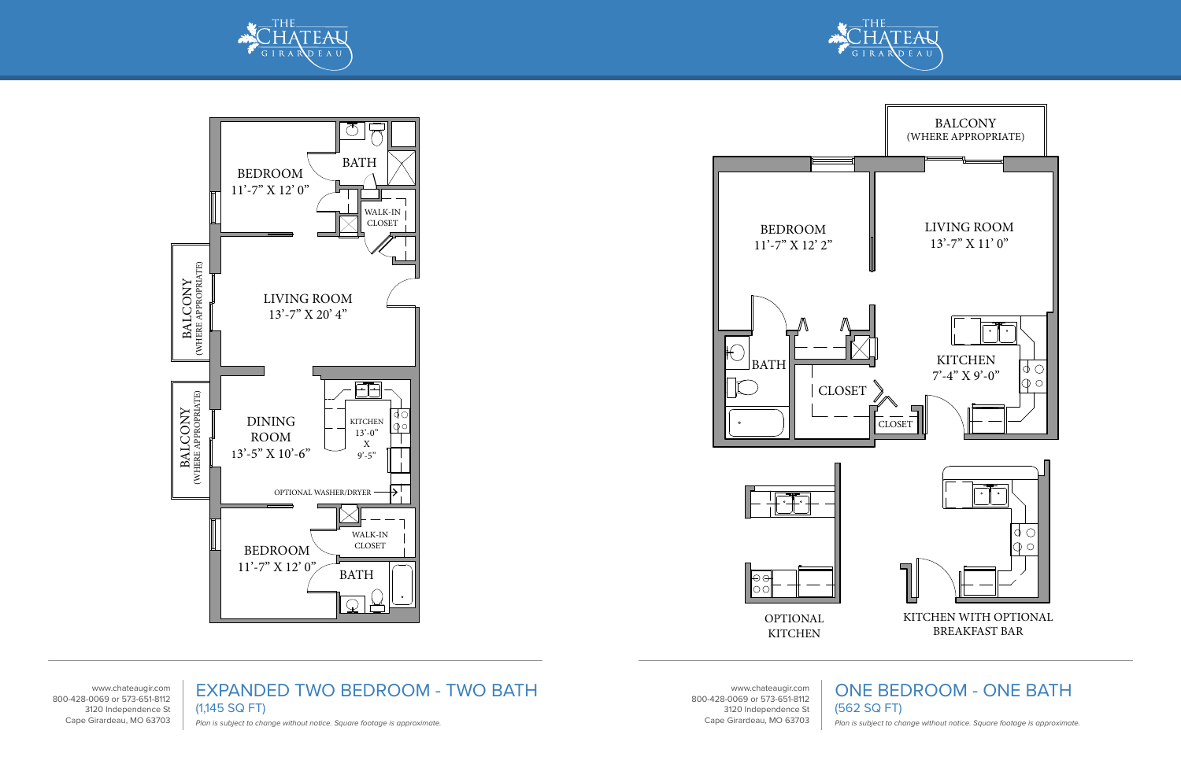THE CHATEAU GIRARDEAU

BEDROOM
11'-7" X 12' 0"

BATH

WALK-IN CLOSET

BALCONY (WHERE APPROPRIATE)

LIVING ROOM
13'-7" X 20' 4"

BALCONY (WHERE APPROPRIATE)

DINING ROOM
13'-5" X 10'-6"

KITCHEN
13'-0" X 9'-5"

OPTIONAL WASHER/DRYER

WALK-IN CLOSET

BEDROOM
11'-7" X 12' 0"

BATH

www.chateaugir.com
800-428-0069 or 573-651-8112
3120 Independence St
Cape Girardeau, MO 63703

## EXPANDED TWO BEDROOM - TWO BATH

(1,145 SQ FT)

*Plan is subject to change without notice. Square footage is approximate.*

THE CHATEAU GIRARDEAU

BALCONY (WHERE APPROPRIATE)

BEDROOM
11'-7" X 12' 2"

LIVING ROOM
13'-7" X 11' 0"

BATH

CLOSET

KITCHEN
7'-4" X 9'-0"

CLOSET

OPTIONAL KITCHEN

KITCHEN WITH OPTIONAL BREAKFAST BAR

www.chateaugir.com
800-428-0069 or 573-651-8112
3120 Independence St
Cape Girardeau, MO 63703

## ONE BEDROOM - ONE BATH

(562 SQ FT)

*Plan is subject to change without notice. Square footage is approximate.*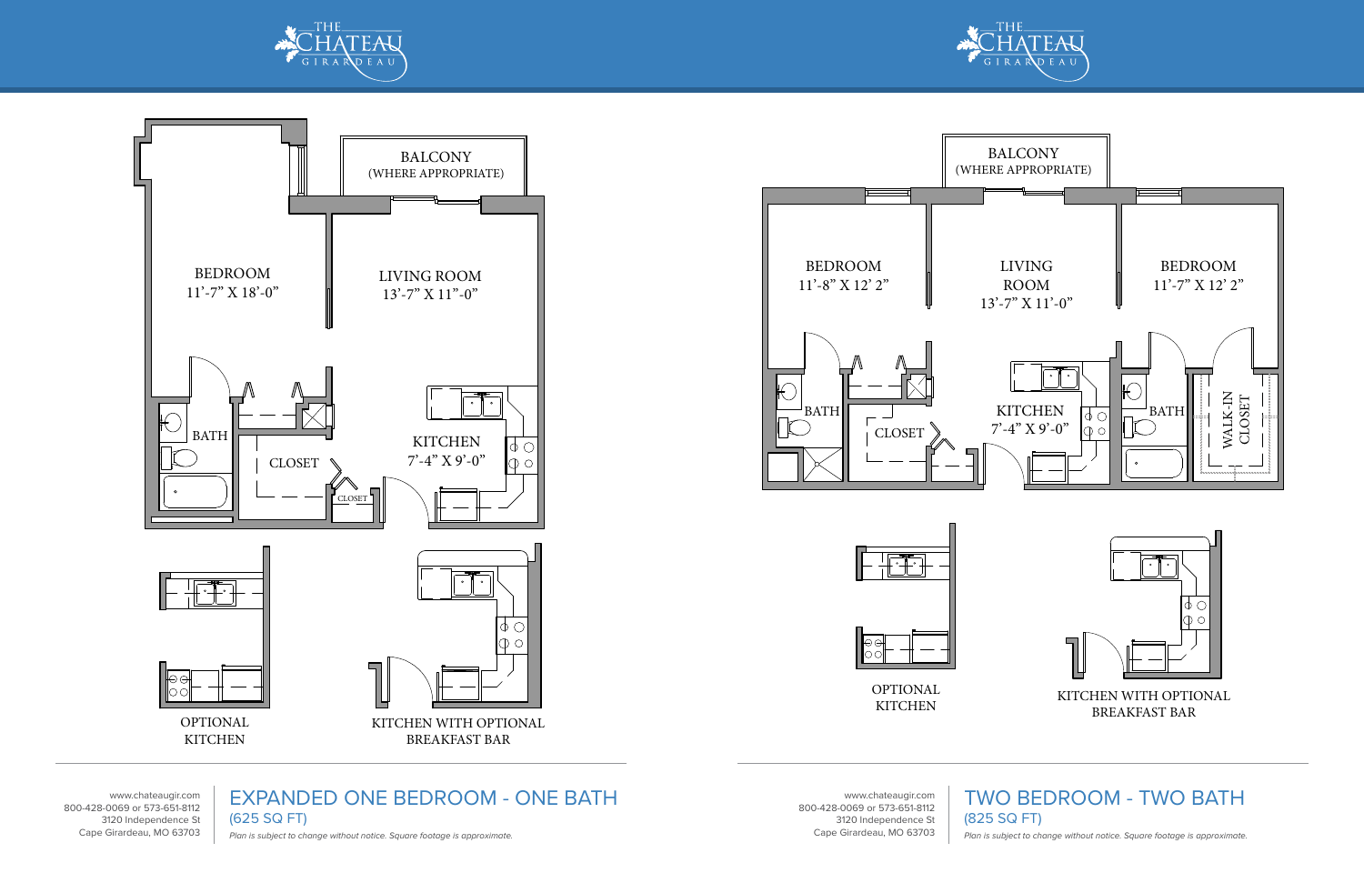THE CHATEAU GIRARDEAU

BALCONY
(WHERE APPROPRIATE)

BEDROOM
11'-7" X 18'-0"

LIVING ROOM
13'-7" X 11"-0"

BATH

CLOSET

CLOSET

KITCHEN
7'-4" X 9'-0"

OPTIONAL
KITCHEN

KITCHEN WITH OPTIONAL
BREAKFAST BAR

www.chateaugir.com
800-428-0069 or 573-651-8112
3120 Independence St
Cape Girardeau, MO 63703

## EXPANDED ONE BEDROOM - ONE BATH

(625 SQ FT)

*Plan is subject to change without notice. Square footage is approximate.*

THE CHATEAU GIRARDEAU

BALCONY
(WHERE APPROPRIATE)

BEDROOM
11'-8" X 12' 2"

LIVING
ROOM
13'-7" X 11'-0"

BEDROOM
11'-7" X 12' 2"

BATH

CLOSET

KITCHEN
7'-4" X 9'-0"

BATH

WALK-IN
CLOSET

OPTIONAL
KITCHEN

KITCHEN WITH OPTIONAL
BREAKFAST BAR

www.chateaugir.com
800-428-0069 or 573-651-8112
3120 Independence St
Cape Girardeau, MO 63703

## TWO BEDROOM - TWO BATH

(825 SQ FT)

*Plan is subject to change without notice. Square footage is approximate.*